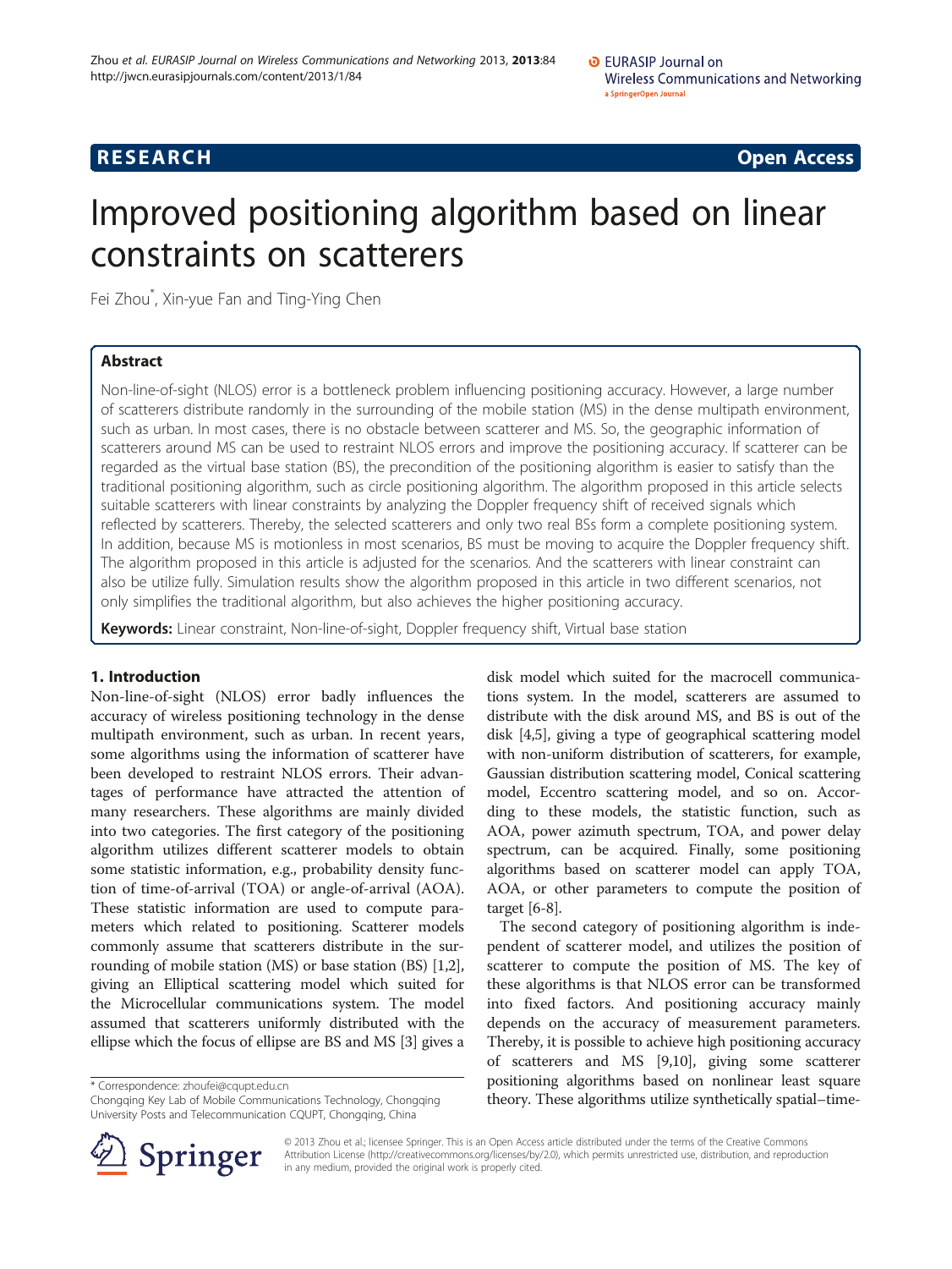RESEARCH Open Access

# Improved positioning algorithm based on linear constraints on scatterers

Fei Zhou*, Xin-yue Fan and Ting-Ying Chen

## Abstract

Non-line-of-sight (NLOS) error is a bottleneck problem influencing positioning accuracy. However, a large number of scatterers distribute randomly in the surrounding of the mobile station (MS) in the dense multipath environment, such as urban. In most cases, there is no obstacle between scatterer and MS. So, the geographic information of scatterers around MS can be used to restraint NLOS errors and improve the positioning accuracy. If scatterer can be regarded as the virtual base station (BS), the precondition of the positioning algorithm is easier to satisfy than the traditional positioning algorithm, such as circle positioning algorithm. The algorithm proposed in this article selects suitable scatterers with linear constraints by analyzing the Doppler frequency shift of received signals which reflected by scatterers. Thereby, the selected scatterers and only two real BSs form a complete positioning system. In addition, because MS is motionless in most scenarios, BS must be moving to acquire the Doppler frequency shift. The algorithm proposed in this article is adjusted for the scenarios. And the scatterers with linear constraint can also be utilize fully. Simulation results show the algorithm proposed in this article in two different scenarios, not only simplifies the traditional algorithm, but also achieves the higher positioning accuracy.

**Keywords:** Linear constraint, Non-line-of-sight, Doppler frequency shift, Virtual base station

## 1. Introduction

Non-line-of-sight (NLOS) error badly influences the accuracy of wireless positioning technology in the dense multipath environment, such as urban. In recent years, some algorithms using the information of scatterer have been developed to restraint NLOS errors. Their advantages of performance have attracted the attention of many researchers. These algorithms are mainly divided into two categories. The first category of the positioning algorithm utilizes different scatterer models to obtain some statistic information, e.g., probability density function of time-of-arrival (TOA) or angle-of-arrival (AOA). These statistic information are used to compute parameters which related to positioning. Scatterer models commonly assume that scatterers distribute in the surrounding of mobile station (MS) or base station (BS) [1,2], giving an Elliptical scattering model which suited for the Microcellular communications system. The model assumed that scatterers uniformly distributed with the ellipse which the focus of ellipse are BS and MS [3] gives a disk model which suited for the macrocell communications system. In the model, scatterers are assumed to distribute with the disk around MS, and BS is out of the disk [4,5], giving a type of geographical scattering model with non-uniform distribution of scatterers, for example, Gaussian distribution scattering model, Conical scattering model, Eccentro scattering model, and so on. According to these models, the statistic function, such as AOA, power azimuth spectrum, TOA, and power delay spectrum, can be acquired. Finally, some positioning algorithms based on scatterer model can apply TOA, AOA, or other parameters to compute the position of target [6-8].

The second category of positioning algorithm is independent of scatterer model, and utilizes the position of scatterer to compute the position of MS. The key of these algorithms is that NLOS error can be transformed into fixed factors. And positioning accuracy mainly depends on the accuracy of measurement parameters. Thereby, it is possible to achieve high positioning accuracy of scatterers and MS [9,10], giving some scatterer positioning algorithms based on nonlinear least square theory. These algorithms utilize synthetically spatial–time-

* Correspondence: zhoufei@cqupt.edu.cn
Chongqing Key Lab of Mobile Communications Technology, Chongqing University Posts and Telecommunication CQUPT, Chongqing, China

© 2013 Zhou et al.; licensee Springer. This is an Open Access article distributed under the terms of the Creative Commons Attribution License (http://creativecommons.org/licenses/by/2.0), which permits unrestricted use, distribution, and reproduction in any medium, provided the original work is properly cited.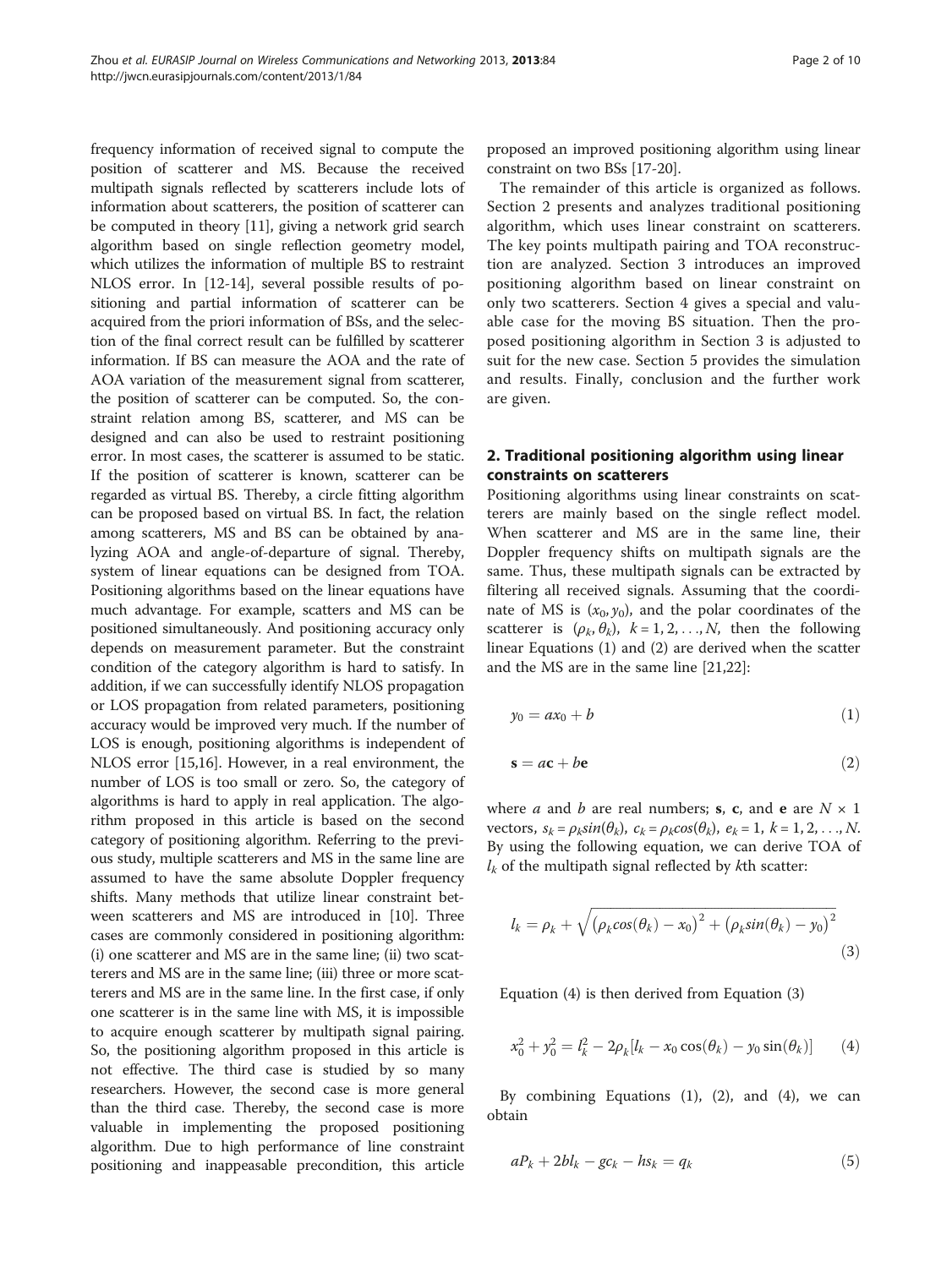frequency information of received signal to compute the position of scatterer and MS. Because the received multipath signals reflected by scatterers include lots of information about scatterers, the position of scatterer can be computed in theory [11], giving a network grid search algorithm based on single reflection geometry model, which utilizes the information of multiple BS to restraint NLOS error. In [12-14], several possible results of positioning and partial information of scatterer can be acquired from the priori information of BSs, and the selection of the final correct result can be fulfilled by scatterer information. If BS can measure the AOA and the rate of AOA variation of the measurement signal from scatterer, the position of scatterer can be computed. So, the constraint relation among BS, scatterer, and MS can be designed and can also be used to restraint positioning error. In most cases, the scatterer is assumed to be static. If the position of scatterer is known, scatterer can be regarded as virtual BS. Thereby, a circle fitting algorithm can be proposed based on virtual BS. In fact, the relation among scatterers, MS and BS can be obtained by analyzing AOA and angle-of-departure of signal. Thereby, system of linear equations can be designed from TOA. Positioning algorithms based on the linear equations have much advantage. For example, scatters and MS can be positioned simultaneously. And positioning accuracy only depends on measurement parameter. But the constraint condition of the category algorithm is hard to satisfy. In addition, if we can successfully identify NLOS propagation or LOS propagation from related parameters, positioning accuracy would be improved very much. If the number of LOS is enough, positioning algorithms is independent of NLOS error [15,16]. However, in a real environment, the number of LOS is too small or zero. So, the category of algorithms is hard to apply in real application. The algorithm proposed in this article is based on the second category of positioning algorithm. Referring to the previous study, multiple scatterers and MS in the same line are assumed to have the same absolute Doppler frequency shifts. Many methods that utilize linear constraint between scatterers and MS are introduced in [10]. Three cases are commonly considered in positioning algorithm: (i) one scatterer and MS are in the same line; (ii) two scatterers and MS are in the same line; (iii) three or more scatterers and MS are in the same line. In the first case, if only one scatterer is in the same line with MS, it is impossible to acquire enough scatterer by multipath signal pairing. So, the positioning algorithm proposed in this article is not effective. The third case is studied by so many researchers. However, the second case is more general than the third case. Thereby, the second case is more valuable in implementing the proposed positioning algorithm. Due to high performance of line constraint positioning and inappeasable precondition, this article proposed an improved positioning algorithm using linear constraint on two BSs [17-20].

The remainder of this article is organized as follows. Section 2 presents and analyzes traditional positioning algorithm, which uses linear constraint on scatterers. The key points multipath pairing and TOA reconstruction are analyzed. Section 3 introduces an improved positioning algorithm based on linear constraint on only two scatterers. Section 4 gives a special and valuable case for the moving BS situation. Then the proposed positioning algorithm in Section 3 is adjusted to suit for the new case. Section 5 provides the simulation and results. Finally, conclusion and the further work are given.

## 2. Traditional positioning algorithm using linear constraints on scatterers

Positioning algorithms using linear constraints on scatterers are mainly based on the single reflect model. When scatterer and MS are in the same line, their Doppler frequency shifts on multipath signals are the same. Thus, these multipath signals can be extracted by filtering all received signals. Assuming that the coordinate of MS is $(x_0, y_0)$, and the polar coordinates of the scatterer is $(\rho_k, \theta_k)$, $k = 1, 2, \ldots, N$, then the following linear Equations (1) and (2) are derived when the scatter and the MS are in the same line [21,22]:

$$y_0 = ax_0 + b \tag{1}$$

$$\mathbf{s} = a\mathbf{c} + b\mathbf{e} \tag{2}$$

where $a$ and $b$ are real numbers; $\mathbf{s}$, $\mathbf{c}$, and $\mathbf{e}$ are $N \times 1$ vectors, $s_k = \rho_k sin(\theta_k)$, $c_k = \rho_k cos(\theta_k)$, $e_k = 1$, $k = 1, 2, \ldots, N$. By using the following equation, we can derive TOA of $l_k$ of the multipath signal reflected by $k$th scatter:

$$l_k = \rho_k + \sqrt{\left(\rho_k cos(\theta_k) - x_0\right)^2 + \left(\rho_k sin(\theta_k) - y_0\right)^2} \tag{3}$$

Equation (4) is then derived from Equation (3)

$$x_0^2 + y_0^2 = l_k^2 - 2\rho_k\left[l_k - x_0\cos(\theta_k) - y_0\sin(\theta_k)\right] \tag{4}$$

By combining Equations (1), (2), and (4), we can obtain

$$aP_k + 2bl_k - gc_k - hs_k = q_k \tag{5}$$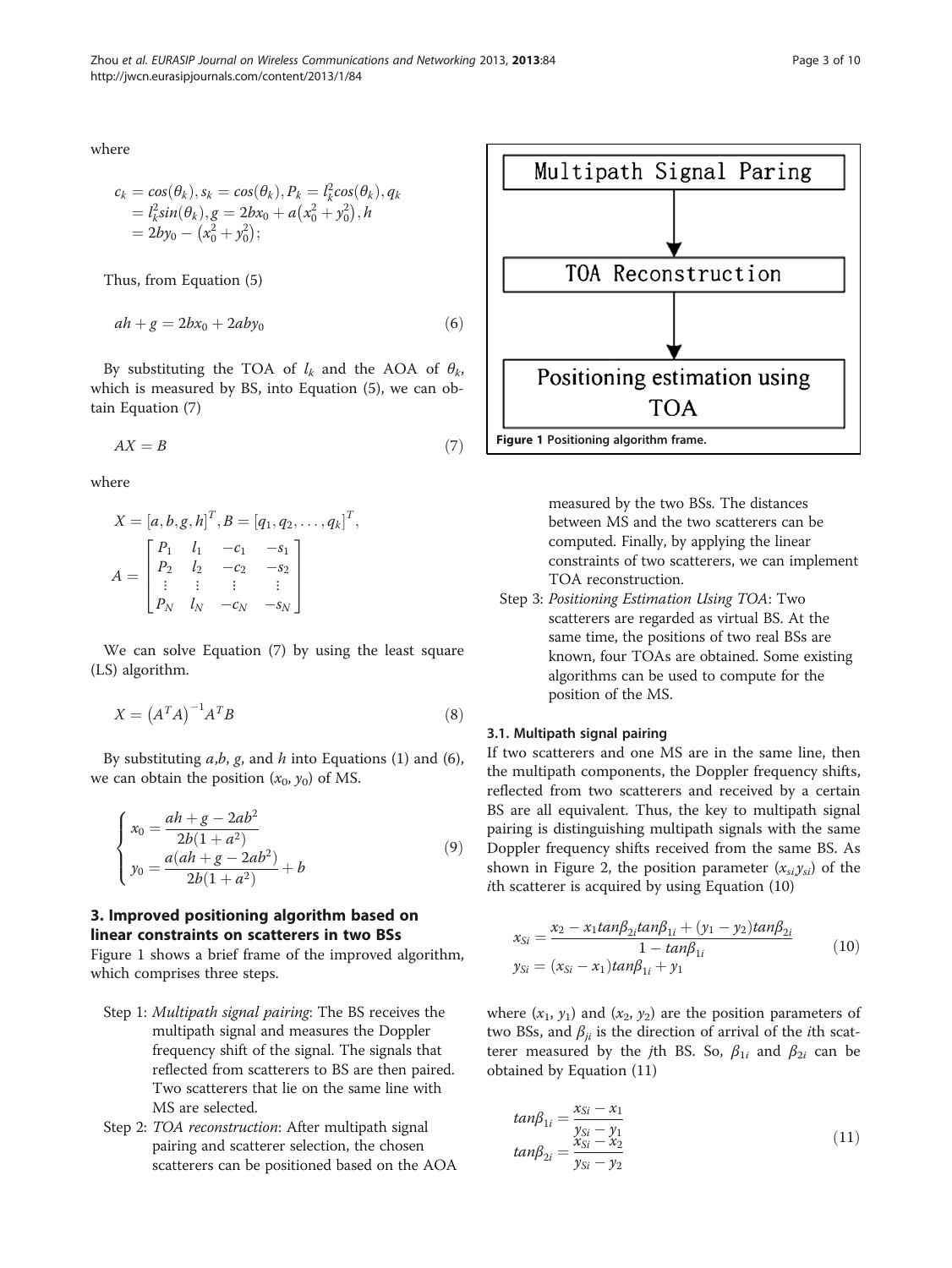where

$$c_k = cos(\theta_k), s_k = cos(\theta_k), P_k = l_k^2 cos(\theta_k), q_k = l_k^2 sin(\theta_k), g = 2bx_0 + a\left(x_0^2 + y_0^2\right), h = 2by_0 - \left(x_0^2 + y_0^2\right);$$

Thus, from Equation (5)

$$ah + g = 2bx_0 + 2aby_0 \tag{6}$$

By substituting the TOA of $l_k$ and the AOA of $\theta_k$, which is measured by BS, into Equation (5), we can obtain Equation (7)

$$AX = B \tag{7}$$

where

$$X = [a, b, g, h]^T, B = [q_1, q_2, \ldots, q_k]^T,$$

$$A = \begin{bmatrix} P_1 & l_1 & -c_1 & -s_1 \\ P_2 & l_2 & -c_2 & -s_2 \\ \vdots & \vdots & \vdots & \vdots \\ P_N & l_N & -c_N & -s_N \end{bmatrix}$$

We can solve Equation (7) by using the least square (LS) algorithm.

$$X = \left(A^T A\right)^{-1} A^T B \tag{8}$$

By substituting $a$,$b$, $g$, and $h$ into Equations (1) and (6), we can obtain the position $(x_0, y_0)$ of MS.

$$\begin{cases} x_0 = \dfrac{ah + g - 2ab^2}{2b(1 + a^2)} \\ y_0 = \dfrac{a(ah + g - 2ab^2)}{2b(1 + a^2)} + b \end{cases} \tag{9}$$

## 3. Improved positioning algorithm based on linear constraints on scatterers in two BSs

Figure 1 shows a brief frame of the improved algorithm, which comprises three steps.

Step 1: *Multipath signal pairing*: The BS receives the multipath signal and measures the Doppler frequency shift of the signal. The signals that reflected from scatterers to BS are then paired. Two scatterers that lie on the same line with MS are selected.

Step 2: *TOA reconstruction*: After multipath signal pairing and scatterer selection, the chosen scatterers can be positioned based on the AOA measured by the two BSs. The distances between MS and the two scatterers can be computed. Finally, by applying the linear constraints of two scatterers, we can implement TOA reconstruction.

Step 3: *Positioning Estimation Using TOA*: Two scatterers are regarded as virtual BS. At the same time, the positions of two real BSs are known, four TOAs are obtained. Some existing algorithms can be used to compute for the position of the MS.

Multipath Signal Paring → TOA Reconstruction → Positioning estimation using TOA

**Figure 1 Positioning algorithm frame.**

### 3.1. Multipath signal pairing

If two scatterers and one MS are in the same line, then the multipath components, the Doppler frequency shifts, reflected from two scatterers and received by a certain BS are all equivalent. Thus, the key to multipath signal pairing is distinguishing multipath signals with the same Doppler frequency shifts received from the same BS. As shown in Figure 2, the position parameter $(x_{si}y_{si})$ of the $i$th scatterer is acquired by using Equation (10)

$$\begin{aligned} x_{Si} &= \frac{x_2 - x_1 tan\beta_{2i} tan\beta_{1i} + (y_1 - y_2) tan\beta_{2i}}{1 - tan\beta_{1i}} \\ y_{Si} &= (x_{Si} - x_1) tan\beta_{1i} + y_1 \end{aligned} \tag{10}$$

where $(x_1, y_1)$ and $(x_2, y_2)$ are the position parameters of two BSs, and $\beta_{ji}$ is the direction of arrival of the $i$th scatterer measured by the $j$th BS. So, $\beta_{1i}$ and $\beta_{2i}$ can be obtained by Equation (11)

$$\begin{aligned} tan\beta_{1i} &= \frac{x_{Si} - x_1}{y_{Si} - y_1} \\ tan\beta_{2i} &= \frac{x_{Si} - x_2}{y_{Si} - y_2} \end{aligned} \tag{11}$$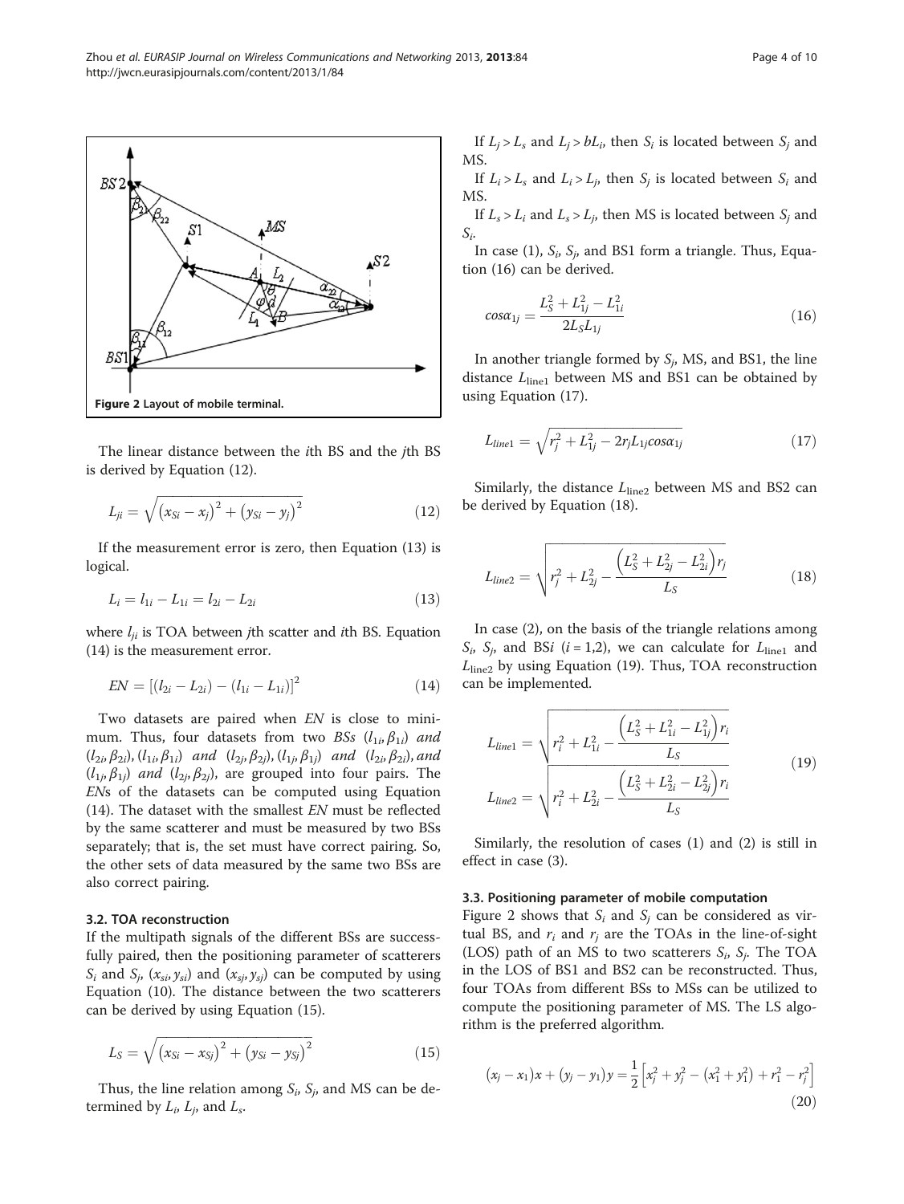Figure 2 Layout of mobile terminal.

The linear distance between the *i*th BS and the *j*th BS is derived by Equation (12).

$$L_{ji} = \sqrt{\left(x_{Si} - x_j\right)^2 + \left(y_{Si} - y_j\right)^2} \tag{12}$$

If the measurement error is zero, then Equation (13) is logical.

$$L_i = l_{1i} - L_{1i} = l_{2i} - L_{2i} \tag{13}$$

where $l_{ji}$ is TOA between *j*th scatter and *i*th BS. Equation (14) is the measurement error.

$$EN = \left[(l_{2i} - L_{2i}) - (l_{1i} - L_{1i})\right]^2 \tag{14}$$

Two datasets are paired when *EN* is close to minimum. Thus, four datasets from two *BSs* $(l_{1i}, \beta_{1i})$ *and* $(l_{2i}, \beta_{2i})$, $(l_{1i}, \beta_{1i})$ *and* $(l_{2j}, \beta_{2j})$, $(l_{1j}, \beta_{1j})$ *and* $(l_{2i}, \beta_{2i})$, *and* $(l_{1j}, \beta_{1j})$ *and* $(l_{2j}, \beta_{2j})$, are grouped into four pairs. The *EN*s of the datasets can be computed using Equation (14). The dataset with the smallest *EN* must be reflected by the same scatterer and must be measured by two BSs separately; that is, the set must have correct pairing. So, the other sets of data measured by the same two BSs are also correct pairing.

### 3.2. TOA reconstruction

If the multipath signals of the different BSs are successfully paired, then the positioning parameter of scatterers $S_i$ and $S_j$, $(x_{si}, y_{si})$ and $(x_{sj}, y_{sj})$ can be computed by using Equation (10). The distance between the two scatterers can be derived by using Equation (15).

$$L_S = \sqrt{\left(x_{Si} - x_{Sj}\right)^2 + \left(y_{Si} - y_{Sj}\right)^2} \tag{15}$$

Thus, the line relation among $S_i$, $S_j$, and MS can be determined by $L_i$, $L_j$, and $L_s$.

If $L_j > L_s$ and $L_j > bL_i$, then $S_i$ is located between $S_j$ and MS.

If $L_i > L_s$ and $L_i > L_j$, then $S_j$ is located between $S_i$ and MS.

If $L_s > L_i$ and $L_s > L_j$, then MS is located between $S_j$ and $S_i$.

In case (1), $S_i$, $S_j$, and BS1 form a triangle. Thus, Equation (16) can be derived.

$$cos\alpha_{1j} = \frac{L_S^2 + L_{1j}^2 - L_{1i}^2}{2L_S L_{1j}} \tag{16}$$

In another triangle formed by $S_j$, MS, and BS1, the line distance $L_{\text{line1}}$ between MS and BS1 can be obtained by using Equation (17).

$$L_{line1} = \sqrt{r_j^2 + L_{1j}^2 - 2r_j L_{1j} cos\alpha_{1j}} \tag{17}$$

Similarly, the distance $L_{\text{line2}}$ between MS and BS2 can be derived by Equation (18).

$$L_{line2} = \sqrt{r_j^2 + L_{2j}^2 - \frac{\left(L_S^2 + L_{2j}^2 - L_{2i}^2\right) r_j}{L_S}} \tag{18}$$

In case (2), on the basis of the triangle relations among $S_i$, $S_j$, and BS*i* $(i = 1,2)$, we can calculate for $L_{\text{line1}}$ and $L_{\text{line2}}$ by using Equation (19). Thus, TOA reconstruction can be implemented.

$$\begin{aligned} L_{line1} &= \sqrt{r_i^2 + L_{1i}^2 - \frac{\left(L_S^2 + L_{1i}^2 - L_{1j}^2\right) r_i}{L_S}} \\ L_{line2} &= \sqrt{r_i^2 + L_{2i}^2 - \frac{\left(L_S^2 + L_{2i}^2 - L_{2j}^2\right) r_i}{L_S}} \end{aligned} \tag{19}$$

Similarly, the resolution of cases (1) and (2) is still in effect in case (3).

### 3.3. Positioning parameter of mobile computation

Figure 2 shows that $S_i$ and $S_j$ can be considered as virtual BS, and $r_i$ and $r_j$ are the TOAs in the line-of-sight (LOS) path of an MS to two scatterers $S_i$, $S_j$. The TOA in the LOS of BS1 and BS2 can be reconstructed. Thus, four TOAs from different BSs to MSs can be utilized to compute the positioning parameter of MS. The LS algorithm is the preferred algorithm.

$$(x_j - x_1)x + (y_j - y_1)y = \frac{1}{2}\left[x_j^2 + y_j^2 - \left(x_1^2 + y_1^2\right) + r_1^2 - r_j^2\right] \tag{20}$$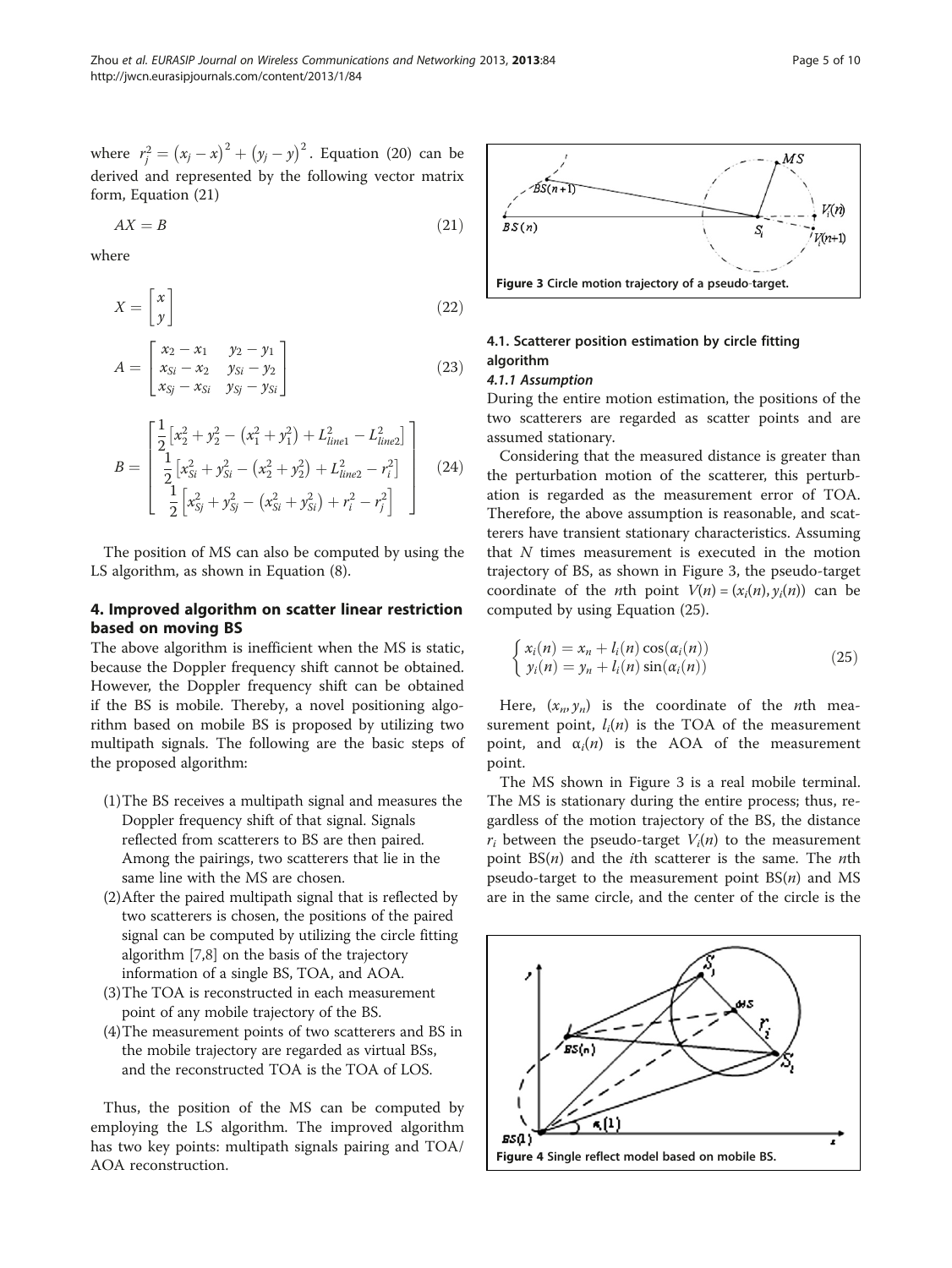where $r_j^2 = (x_j - x)^2 + (y_j - y)^2$. Equation (20) can be derived and represented by the following vector matrix form, Equation (21)

$$AX = B \tag{21}$$

where

$$X = \begin{bmatrix} x \\ y \end{bmatrix} \tag{22}$$

$$A = \begin{bmatrix} x_2 - x_1 & y_2 - y_1 \\ x_{Si} - x_2 & y_{Si} - y_2 \\ x_{Sj} - x_{Si} & y_{Sj} - y_{Si} \end{bmatrix} \tag{23}$$

$$B = \begin{bmatrix} \frac{1}{2}\left[x_2^2 + y_2^2 - \left(x_1^2 + y_1^2\right) + L_{line1}^2 - L_{line2}^2\right] \\ \frac{1}{2}\left[x_{Si}^2 + y_{Si}^2 - \left(x_2^2 + y_2^2\right) + L_{line2}^2 - r_i^2\right] \\ \frac{1}{2}\left[x_{Sj}^2 + y_{Sj}^2 - \left(x_{Si}^2 + y_{Si}^2\right) + r_i^2 - r_j^2\right] \end{bmatrix} \tag{24}$$

The position of MS can also be computed by using the LS algorithm, as shown in Equation (8).

## 4. Improved algorithm on scatter linear restriction based on moving BS

The above algorithm is inefficient when the MS is static, because the Doppler frequency shift cannot be obtained. However, the Doppler frequency shift can be obtained if the BS is mobile. Thereby, a novel positioning algorithm based on mobile BS is proposed by utilizing two multipath signals. The following are the basic steps of the proposed algorithm:

(1) The BS receives a multipath signal and measures the Doppler frequency shift of that signal. Signals reflected from scatterers to BS are then paired. Among the pairings, two scatterers that lie in the same line with the MS are chosen.
(2) After the paired multipath signal that is reflected by two scatterers is chosen, the positions of the paired signal can be computed by utilizing the circle fitting algorithm [7,8] on the basis of the trajectory information of a single BS, TOA, and AOA.
(3) The TOA is reconstructed in each measurement point of any mobile trajectory of the BS.
(4) The measurement points of two scatterers and BS in the mobile trajectory are regarded as virtual BSs, and the reconstructed TOA is the TOA of LOS.

Thus, the position of the MS can be computed by employing the LS algorithm. The improved algorithm has two key points: multipath signals pairing and TOA/AOA reconstruction.

Figure 3 Circle motion trajectory of a pseudo-target.

### 4.1. Scatterer position estimation by circle fitting algorithm

#### *4.1.1 Assumption*

During the entire motion estimation, the positions of the two scatterers are regarded as scatter points and are assumed stationary.

Considering that the measured distance is greater than the perturbation motion of the scatterer, this perturbation is regarded as the measurement error of TOA. Therefore, the above assumption is reasonable, and scatterers have transient stationary characteristics. Assuming that $N$ times measurement is executed in the motion trajectory of BS, as shown in Figure 3, the pseudo-target coordinate of the $n$th point $V(n) = (x_i(n), y_i(n))$ can be computed by using Equation (25).

$$\begin{cases} x_i(n) = x_n + l_i(n)\cos(\alpha_i(n)) \\ y_i(n) = y_n + l_i(n)\sin(\alpha_i(n)) \end{cases} \tag{25}$$

Here, $(x_n, y_n)$ is the coordinate of the $n$th measurement point, $l_i(n)$ is the TOA of the measurement point, and $\alpha_i(n)$ is the AOA of the measurement point.

The MS shown in Figure 3 is a real mobile terminal. The MS is stationary during the entire process; thus, regardless of the motion trajectory of the BS, the distance $r_i$ between the pseudo-target $V_i(n)$ to the measurement point BS($n$) and the $i$th scatterer is the same. The $n$th pseudo-target to the measurement point BS($n$) and MS are in the same circle, and the center of the circle is the

Figure 4 Single reflect model based on mobile BS.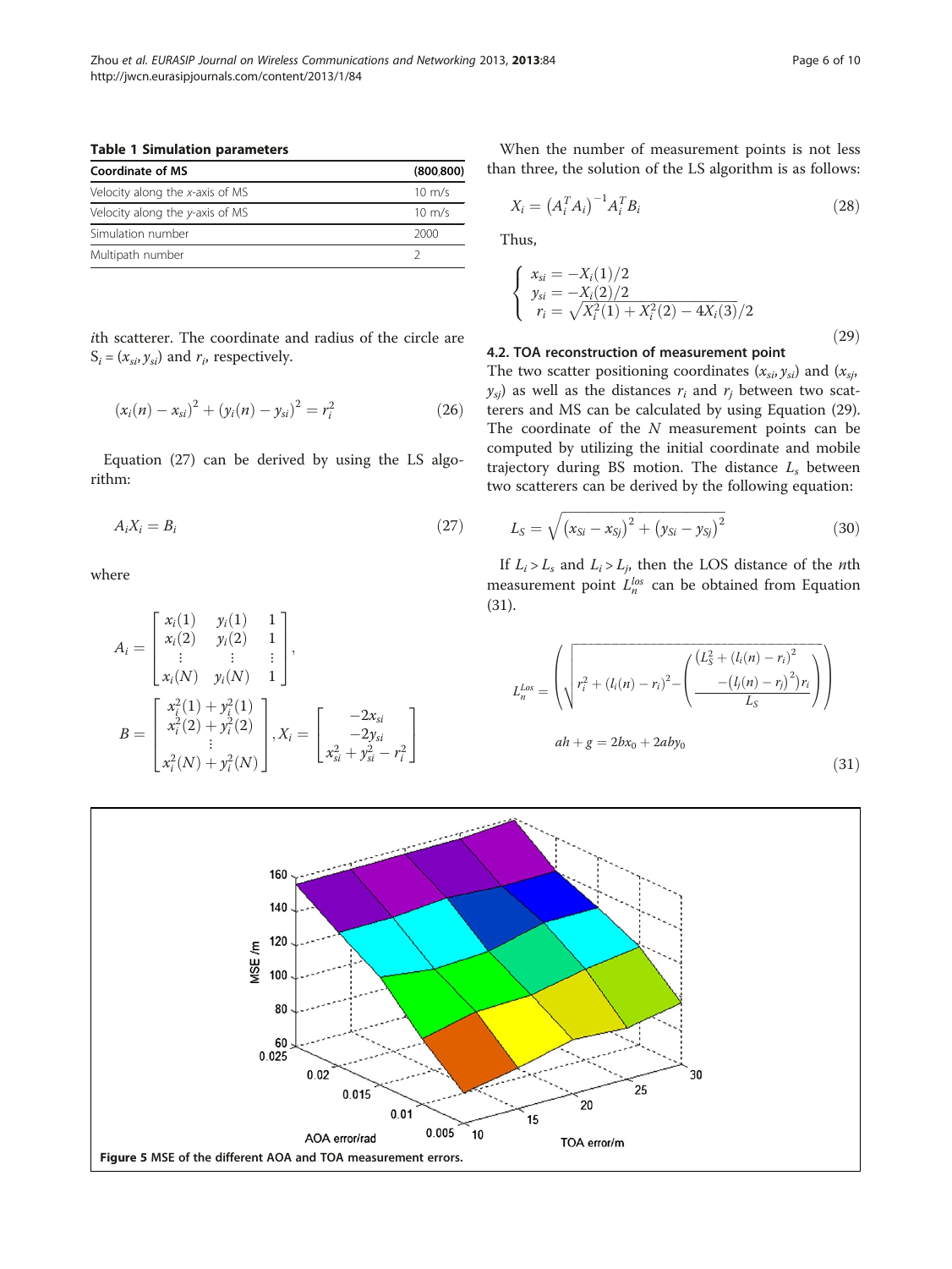**Table 1 Simulation parameters**

| Coordinate of MS | (800,800) |
|---|---|
| Velocity along the *x*-axis of MS | 10 m/s |
| Velocity along the *y*-axis of MS | 10 m/s |
| Simulation number | 2000 |
| Multipath number | 2 |

*i*th scatterer. The coordinate and radius of the circle are $S_i = (x_{si}, y_{si})$ and $r_i$, respectively.

$$(x_i(n) - x_{si})^2 + (y_i(n) - y_{si})^2 = r_i^2 \tag{26}$$

Equation (27) can be derived by using the LS algorithm:

$$A_i X_i = B_i \tag{27}$$

where

$$A_i = \begin{bmatrix} x_i(1) & y_i(1) & 1 \\ x_i(2) & y_i(2) & 1 \\ \vdots & \vdots & \vdots \\ x_i(N) & y_i(N) & 1 \end{bmatrix},$$

$$B = \begin{bmatrix} x_i^2(1) + y_i^2(1) \\ x_i^2(2) + y_i^2(2) \\ \vdots \\ x_i^2(N) + y_i^2(N) \end{bmatrix}, X_i = \begin{bmatrix} -2x_{si} \\ -2y_{si} \\ x_{si}^2 + y_{si}^2 - r_i^2 \end{bmatrix}$$

When the number of measurement points is not less than three, the solution of the LS algorithm is as follows:

$$X_i = \left(A_i^T A_i\right)^{-1} A_i^T B_i \tag{28}$$

Thus,

$$\begin{cases} x_{si} = -X_i(1)/2 \\ y_{si} = -X_i(2)/2 \\ r_i = \sqrt{X_i^2(1) + X_i^2(2) - 4X_i(3)}/2 \end{cases} \tag{29}$$

### 4.2. TOA reconstruction of measurement point

The two scatter positioning coordinates $(x_{si}, y_{si})$ and $(x_{sj}, y_{sj})$ as well as the distances $r_i$ and $r_j$ between two scatterers and MS can be calculated by using Equation (29). The coordinate of the $N$ measurement points can be computed by utilizing the initial coordinate and mobile trajectory during BS motion. The distance $L_s$ between two scatterers can be derived by the following equation:

$$L_S = \sqrt{\left(x_{Si} - x_{Sj}\right)^2 + \left(y_{Si} - y_{Sj}\right)^2} \tag{30}$$

If $L_i > L_s$ and $L_i > L_j$, then the LOS distance of the $n$th measurement point $L_n^{los}$ can be obtained from Equation (31).

$$L_n^{Los} = \left( \sqrt{r_i^2 + (l_i(n) - r_i)^2 - \left( \frac{\left(L_S^2 + (l_i(n) - r_i)^2 - \left(l_j(n) - r_j\right)^2\right) r_i}{L_S} \right)} \right)$$

$$ah + g = 2bx_0 + 2aby_0 \tag{31}$$

Figure 5 MSE of the different AOA and TOA measurement errors.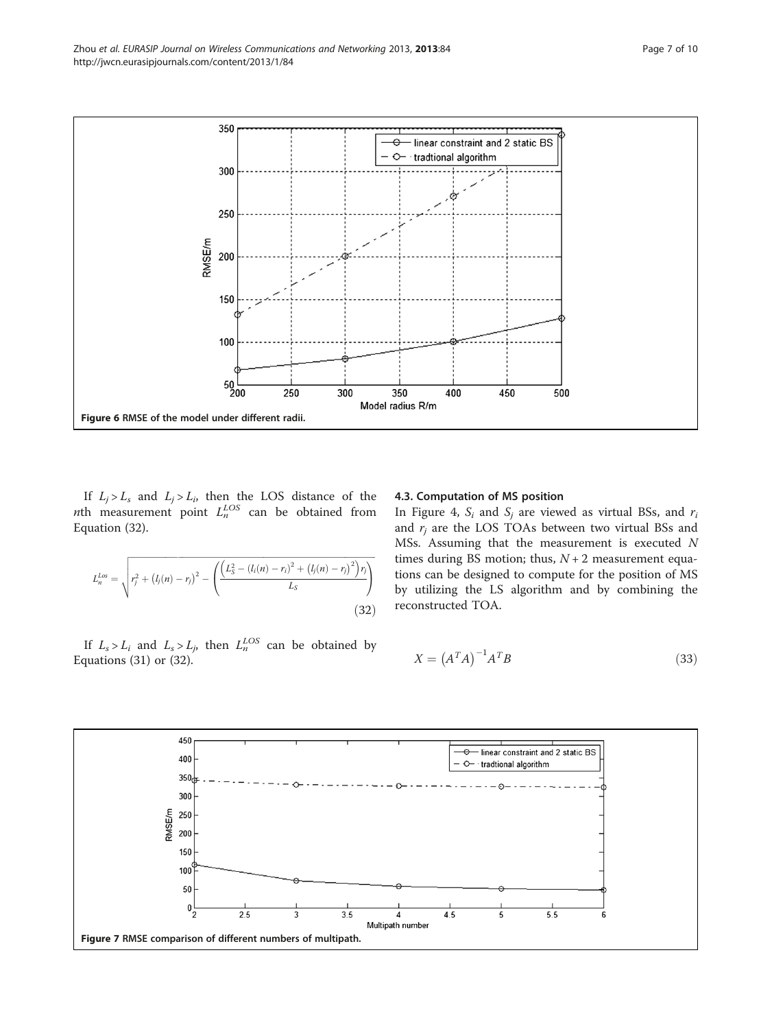Figure 6 RMSE of the model under different radii.

If $L_j > L_s$ and $L_j > L_i$, then the LOS distance of the $n$th measurement point $L_n^{LOS}$ can be obtained from Equation (32).

$$L_n^{Los} = \sqrt{r_j^2 + \left(l_j(n) - r_j\right)^2 - \left(\frac{\left(L_S^2 - \left(l_i(n) - r_i\right)^2 + \left(l_j(n) - r_j\right)^2\right) r_j}{L_S}\right)} \tag{32}$$

If $L_s > L_i$ and $L_s > L_j$, then $L_n^{LOS}$ can be obtained by Equations (31) or (32).

### 4.3. Computation of MS position

In Figure 4, $S_i$ and $S_j$ are viewed as virtual BSs, and $r_i$ and $r_j$ are the LOS TOAs between two virtual BSs and MSs. Assuming that the measurement is executed $N$ times during BS motion; thus, $N + 2$ measurement equations can be designed to compute for the position of MS by utilizing the LS algorithm and by combining the reconstructed TOA.

$$X = \left(A^T A\right)^{-1} A^T B \tag{33}$$

Figure 7 RMSE comparison of different numbers of multipath.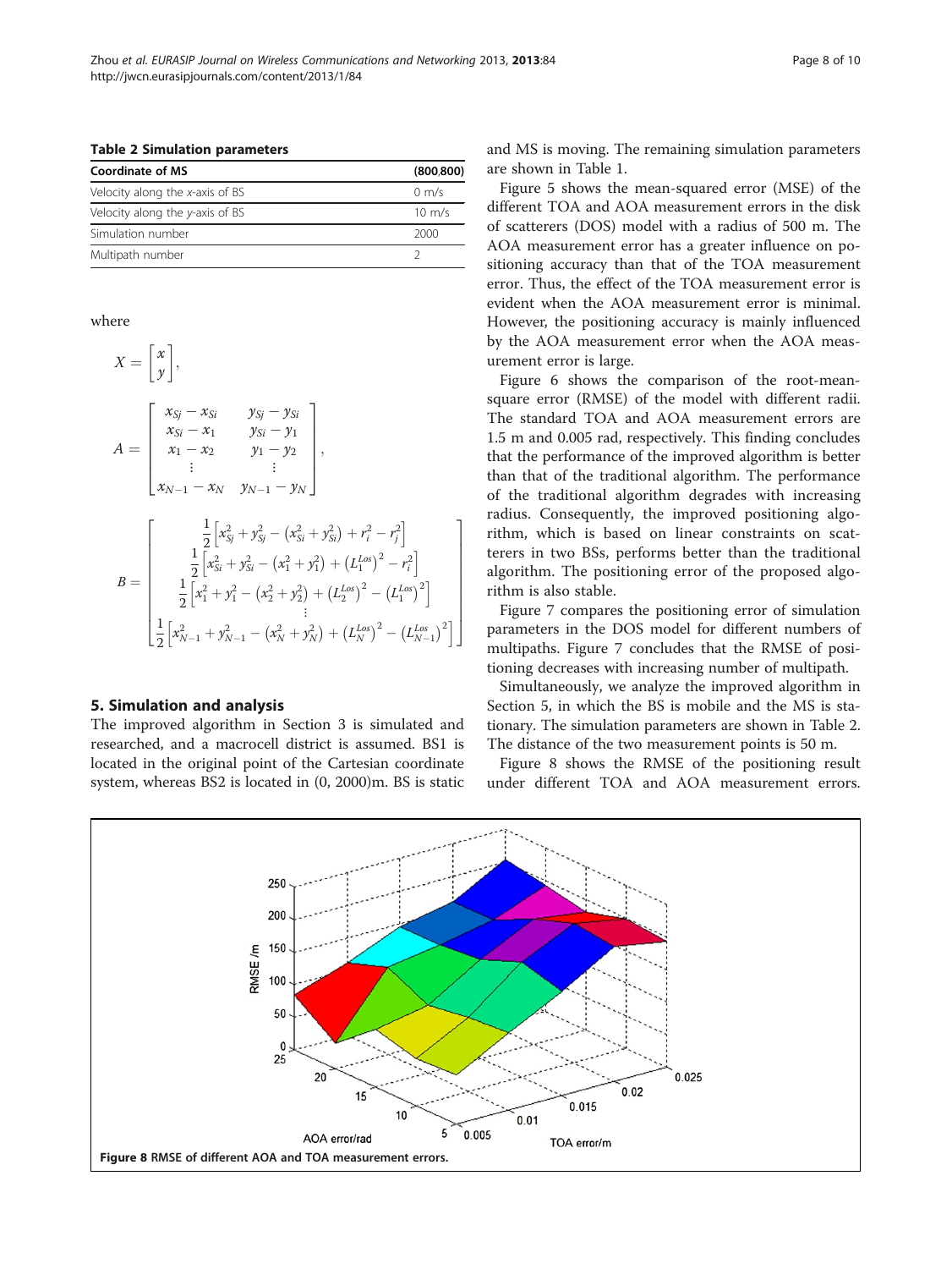**Table 2 Simulation parameters**

| Coordinate of MS | (800,800) |
| --- | --- |
| Velocity along the *x*-axis of BS | 0 m/s |
| Velocity along the *y*-axis of BS | 10 m/s |
| Simulation number | 2000 |
| Multipath number | 2 |

where

$$X = \begin{bmatrix} x \\ y \end{bmatrix},$$

$$A = \begin{bmatrix} x_{Sj} - x_{Si} & y_{Sj} - y_{Si} \\ x_{Si} - x_1 & y_{Si} - y_1 \\ x_1 - x_2 & y_1 - y_2 \\ \vdots & \vdots \\ x_{N-1} - x_N & y_{N-1} - y_N \end{bmatrix},$$

$$B = \begin{bmatrix} \frac{1}{2}\left[x_{Sj}^2 + y_{Sj}^2 - \left(x_{Si}^2 + y_{Si}^2\right) + r_i^2 - r_j^2\right] \\ \frac{1}{2}\left[x_{Si}^2 + y_{Si}^2 - \left(x_1^2 + y_1^2\right) + \left(L_1^{Los}\right)^2 - r_i^2\right] \\ \frac{1}{2}\left[x_1^2 + y_1^2 - \left(x_2^2 + y_2^2\right) + \left(L_2^{Los}\right)^2 - \left(L_1^{Los}\right)^2\right] \\ \vdots \\ \frac{1}{2}\left[x_{N-1}^2 + y_{N-1}^2 - \left(x_N^2 + y_N^2\right) + \left(L_N^{Los}\right)^2 - \left(L_{N-1}^{Los}\right)^2\right] \end{bmatrix}$$

## 5. Simulation and analysis

The improved algorithm in Section 3 is simulated and researched, and a macrocell district is assumed. BS1 is located in the original point of the Cartesian coordinate system, whereas BS2 is located in (0, 2000)m. BS is static and MS is moving. The remaining simulation parameters are shown in Table 1.

Figure 5 shows the mean-squared error (MSE) of the different TOA and AOA measurement errors in the disk of scatterers (DOS) model with a radius of 500 m. The AOA measurement error has a greater influence on positioning accuracy than that of the TOA measurement error. Thus, the effect of the TOA measurement error is evident when the AOA measurement error is minimal. However, the positioning accuracy is mainly influenced by the AOA measurement error when the AOA measurement error is large.

Figure 6 shows the comparison of the root-mean-square error (RMSE) of the model with different radii. The standard TOA and AOA measurement errors are 1.5 m and 0.005 rad, respectively. This finding concludes that the performance of the improved algorithm is better than that of the traditional algorithm. The performance of the traditional algorithm degrades with increasing radius. Consequently, the improved positioning algorithm, which is based on linear constraints on scatterers in two BSs, performs better than the traditional algorithm. The positioning error of the proposed algorithm is also stable.

Figure 7 compares the positioning error of simulation parameters in the DOS model for different numbers of multipaths. Figure 7 concludes that the RMSE of positioning decreases with increasing number of multipath.

Simultaneously, we analyze the improved algorithm in Section 5, in which the BS is mobile and the MS is stationary. The simulation parameters are shown in Table 2. The distance of the two measurement points is 50 m.

Figure 8 shows the RMSE of the positioning result under different TOA and AOA measurement errors.

**Figure 8** RMSE of different AOA and TOA measurement errors.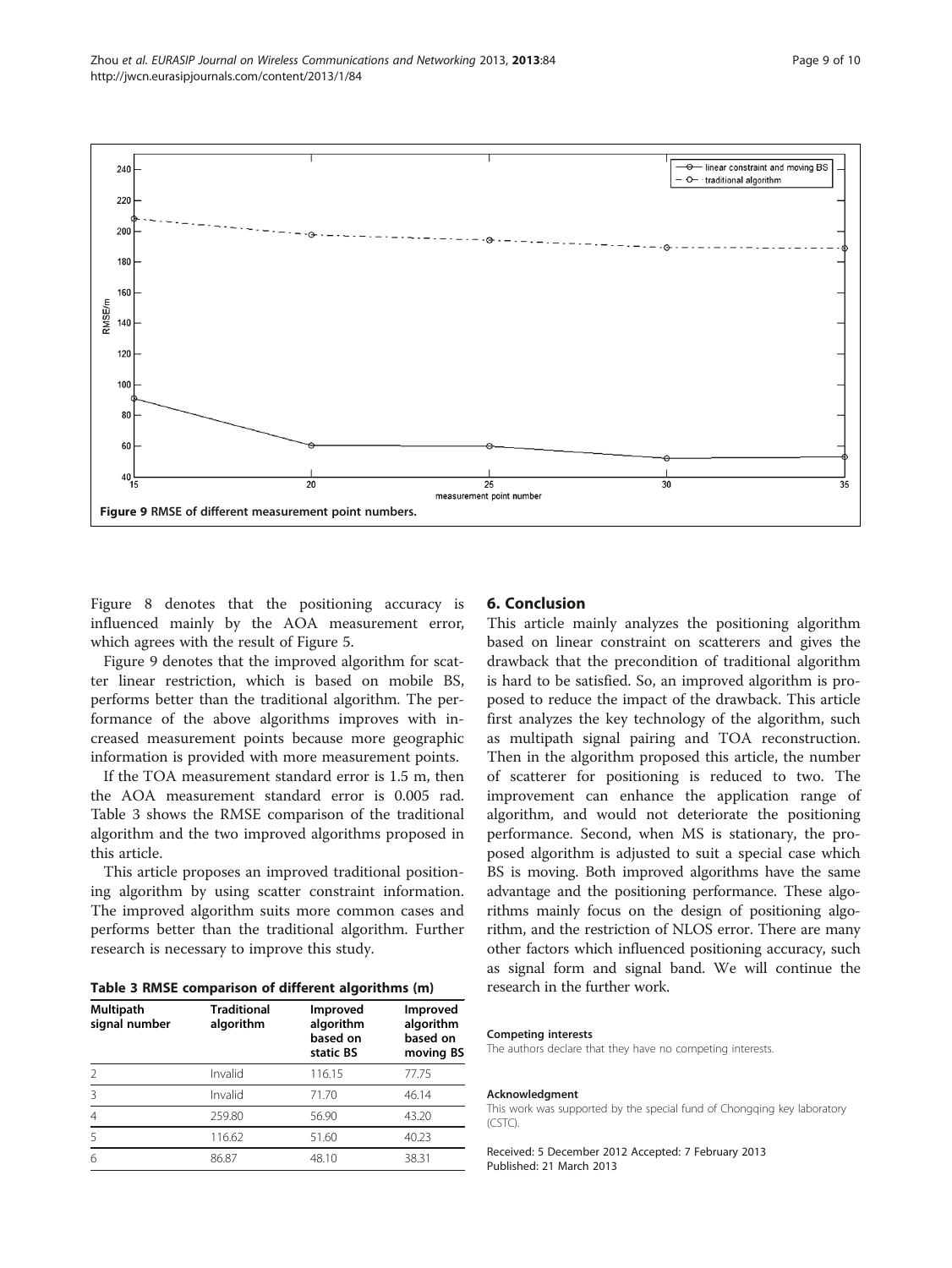Figure 9 RMSE of different measurement point numbers.

Figure 8 denotes that the positioning accuracy is influenced mainly by the AOA measurement error, which agrees with the result of Figure 5.

Figure 9 denotes that the improved algorithm for scatter linear restriction, which is based on mobile BS, performs better than the traditional algorithm. The performance of the above algorithms improves with increased measurement points because more geographic information is provided with more measurement points.

If the TOA measurement standard error is 1.5 m, then the AOA measurement standard error is 0.005 rad. Table 3 shows the RMSE comparison of the traditional algorithm and the two improved algorithms proposed in this article.

This article proposes an improved traditional positioning algorithm by using scatter constraint information. The improved algorithm suits more common cases and performs better than the traditional algorithm. Further research is necessary to improve this study.

**Table 3 RMSE comparison of different algorithms (m)**

| Multipath signal number | Traditional algorithm | Improved algorithm based on static BS | Improved algorithm based on moving BS |
|---|---|---|---|
| 2 | Invalid | 116.15 | 77.75 |
| 3 | Invalid | 71.70 | 46.14 |
| 4 | 259.80 | 56.90 | 43.20 |
| 5 | 116.62 | 51.60 | 40.23 |
| 6 | 86.87 | 48.10 | 38.31 |

## 6. Conclusion

This article mainly analyzes the positioning algorithm based on linear constraint on scatterers and gives the drawback that the precondition of traditional algorithm is hard to be satisfied. So, an improved algorithm is proposed to reduce the impact of the drawback. This article first analyzes the key technology of the algorithm, such as multipath signal pairing and TOA reconstruction. Then in the algorithm proposed this article, the number of scatterer for positioning is reduced to two. The improvement can enhance the application range of algorithm, and would not deteriorate the positioning performance. Second, when MS is stationary, the proposed algorithm is adjusted to suit a special case which BS is moving. Both improved algorithms have the same advantage and the positioning performance. These algorithms mainly focus on the design of positioning algorithm, and the restriction of NLOS error. There are many other factors which influenced positioning accuracy, such as signal form and signal band. We will continue the research in the further work.

#### Competing interests

The authors declare that they have no competing interests.

#### Acknowledgment

This work was supported by the special fund of Chongqing key laboratory (CSTC).

Received: 5 December 2012 Accepted: 7 February 2013
Published: 21 March 2013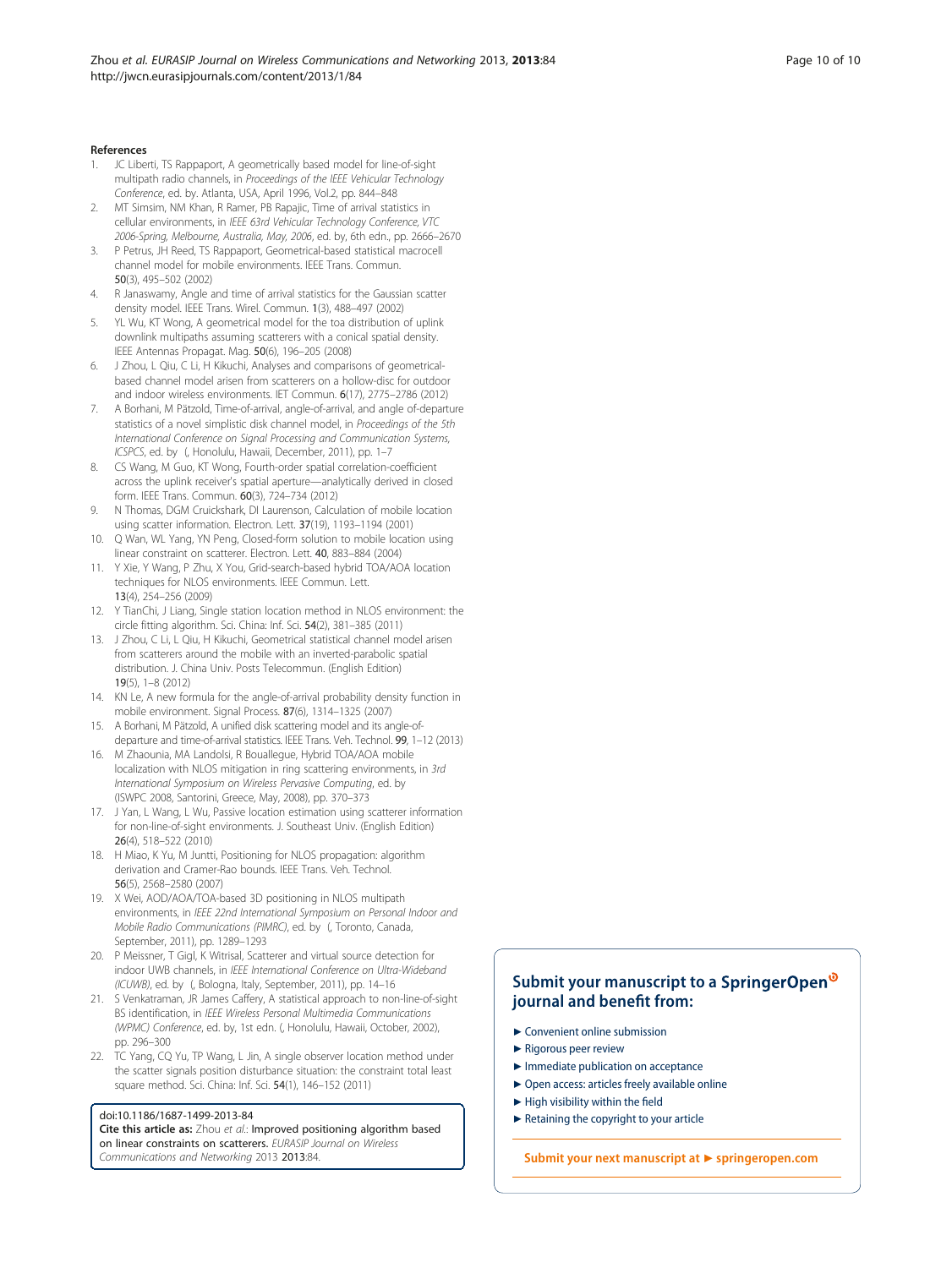## References

1. JC Liberti, TS Rappaport, A geometrically based model for line-of-sight multipath radio channels, in *Proceedings of the IEEE Vehicular Technology Conference*, ed. by. Atlanta, USA, April 1996, Vol.2, pp. 844–848
2. MT Simsim, NM Khan, R Ramer, PB Rapajic, Time of arrival statistics in cellular environments, in *IEEE 63rd Vehicular Technology Conference, VTC 2006-Spring, Melbourne, Australia, May, 2006*, ed. by, 6th edn., pp. 2666–2670
3. P Petrus, JH Reed, TS Rappaport, Geometrical-based statistical macrocell channel model for mobile environments. IEEE Trans. Commun. **50**(3), 495–502 (2002)
4. R Janaswamy, Angle and time of arrival statistics for the Gaussian scatter density model. IEEE Trans. Wirel. Commun. **1**(3), 488–497 (2002)
5. YL Wu, KT Wong, A geometrical model for the toa distribution of uplink downlink multipaths assuming scatterers with a conical spatial density. IEEE Antennas Propagat. Mag. **50**(6), 196–205 (2008)
6. J Zhou, L Qiu, C Li, H Kikuchi, Analyses and comparisons of geometrical-based channel model arisen from scatterers on a hollow-disc for outdoor and indoor wireless environments. IET Commun. **6**(17), 2775–2786 (2012)
7. A Borhani, M Pätzold, Time-of-arrival, angle-of-arrival, and angle-of-departure statistics of a novel simplistic disk channel model, in *Proceedings of the 5th International Conference on Signal Processing and Communication Systems, ICSPCS*, ed. by (, Honolulu, Hawaii, December, 2011), pp. 1–7
8. CS Wang, M Guo, KT Wong, Fourth-order spatial correlation-coefficient across the uplink receiver's spatial aperture—analytically derived in closed form. IEEE Trans. Commun. **60**(3), 724–734 (2012)
9. N Thomas, DGM Cruickshark, DI Laurenson, Calculation of mobile location using scatter information. Electron. Lett. **37**(19), 1193–1194 (2001)
10. Q Wan, WL Yang, YN Peng, Closed-form solution to mobile location using linear constraint on scatterer. Electron. Lett. **40**, 883–884 (2004)
11. Y Xie, Y Wang, P Zhu, X You, Grid-search-based hybrid TOA/AOA location techniques for NLOS environments. IEEE Commun. Lett. **13**(4), 254–256 (2009)
12. Y TianChi, J Liang, Single station location method in NLOS environment: the circle fitting algorithm. Sci. China: Inf. Sci. **54**(2), 381–385 (2011)
13. J Zhou, C Li, L Qiu, H Kikuchi, Geometrical statistical channel model arisen from scatterers around the mobile with an inverted-parabolic spatial distribution. J. China Univ. Posts Telecommun. (English Edition) **19**(5), 1–8 (2012)
14. KN Le, A new formula for the angle-of-arrival probability density function in mobile environment. Signal Process. **87**(6), 1314–1325 (2007)
15. A Borhani, M Pätzold, A unified disk scattering model and its angle-of-departure and time-of-arrival statistics. IEEE Trans. Veh. Technol. **99**, 1–12 (2013)
16. M Zhaounia, MA Landolsi, R Bouallegue, Hybrid TOA/AOA mobile localization with NLOS mitigation in ring scattering environments, in *3rd International Symposium on Wireless Pervasive Computing*, ed. by (ISWPC 2008, Santorini, Greece, May, 2008), pp. 370–373
17. J Yan, L Wang, L Wu, Passive location estimation using scatterer information for non-line-of-sight environments. J. Southeast Univ. (English Edition) **26**(4), 518–522 (2010)
18. H Miao, K Yu, M Juntti, Positioning for NLOS propagation: algorithm derivation and Cramer-Rao bounds. IEEE Trans. Veh. Technol. **56**(5), 2568–2580 (2007)
19. X Wei, AOD/AOA/TOA-based 3D positioning in NLOS multipath environments, in *IEEE 22nd International Symposium on Personal Indoor and Mobile Radio Communications (PIMRC)*, ed. by (, Toronto, Canada, September, 2011), pp. 1289–1293
20. P Meissner, T Gigl, K Witrisal, Scatterer and virtual source detection for indoor UWB channels, in *IEEE International Conference on Ultra-Wideband (ICUWB)*, ed. by (, Bologna, Italy, September, 2011), pp. 14–16
21. S Venkatraman, JR James Caffery, A statistical approach to non-line-of-sight BS identification, in *IEEE Wireless Personal Multimedia Communications (WPMC) Conference*, ed. by, 1st edn. (, Honolulu, Hawaii, October, 2002), pp. 296–300
22. TC Yang, CQ Yu, TP Wang, L Jin, A single observer location method under the scatter signals position disturbance situation: the constraint total least square method. Sci. China: Inf. Sci. **54**(1), 146–152 (2011)

doi:10.1186/1687-1499-2013-84

**Cite this article as:** Zhou *et al.*: Improved positioning algorithm based on linear constraints on scatterers. *EURASIP Journal on Wireless Communications and Networking* 2013 **2013**:84.

**Submit your manuscript to a SpringerOpen journal and benefit from:**

- ► Convenient online submission
- ► Rigorous peer review
- ► Immediate publication on acceptance
- ► Open access: articles freely available online
- ► High visibility within the field
- ► Retaining the copyright to your article

**Submit your next manuscript at ► springeropen.com**